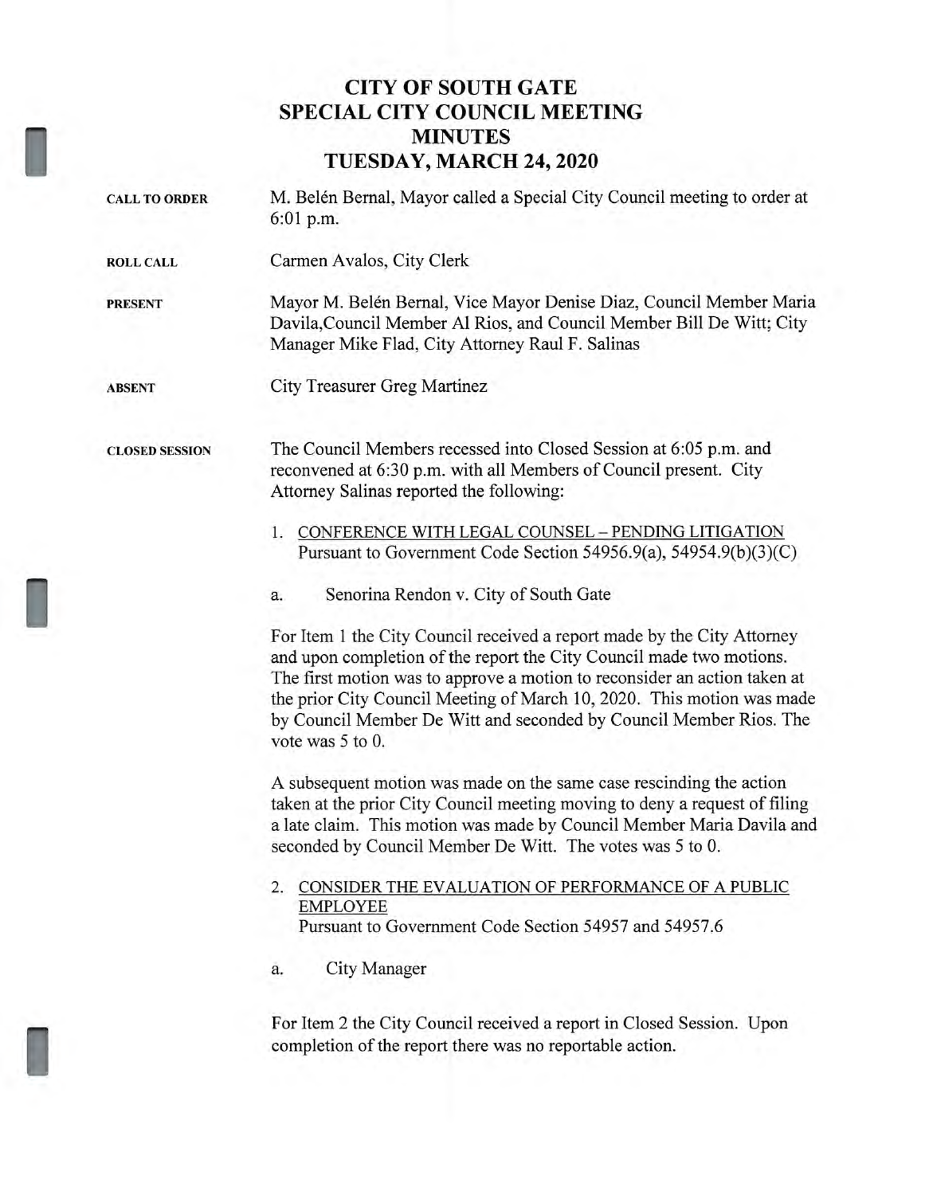# CITY OF SOUTH GATE
# SPECIAL CITY COUNCIL MEETING
# MINUTES
# TUESDAY, MARCH 24, 2020

**CALL TO ORDER**

M. Belén Bernal, Mayor called a Special City Council meeting to order at 6:01 p.m.

**ROLL CALL**

Carmen Avalos, City Clerk

**PRESENT**

Mayor M. Belén Bernal, Vice Mayor Denise Diaz, Council Member Maria Davila,Council Member Al Rios, and Council Member Bill De Witt; City Manager Mike Flad, City Attorney Raul F. Salinas

**ABSENT**

City Treasurer Greg Martinez

**CLOSED SESSION**

The Council Members recessed into Closed Session at 6:05 p.m. and reconvened at 6:30 p.m. with all Members of Council present. City Attorney Salinas reported the following:

1. CONFERENCE WITH LEGAL COUNSEL – PENDING LITIGATION
   Pursuant to Government Code Section 54956.9(a), 54954.9(b)(3)(C)

   a. Senorina Rendon v. City of South Gate

For Item 1 the City Council received a report made by the City Attorney and upon completion of the report the City Council made two motions. The first motion was to approve a motion to reconsider an action taken at the prior City Council Meeting of March 10, 2020. This motion was made by Council Member De Witt and seconded by Council Member Rios. The vote was 5 to 0.

A subsequent motion was made on the same case rescinding the action taken at the prior City Council meeting moving to deny a request of filing a late claim. This motion was made by Council Member Maria Davila and seconded by Council Member De Witt. The votes was 5 to 0.

2. CONSIDER THE EVALUATION OF PERFORMANCE OF A PUBLIC EMPLOYEE
   Pursuant to Government Code Section 54957 and 54957.6

   a. City Manager

For Item 2 the City Council received a report in Closed Session. Upon completion of the report there was no reportable action.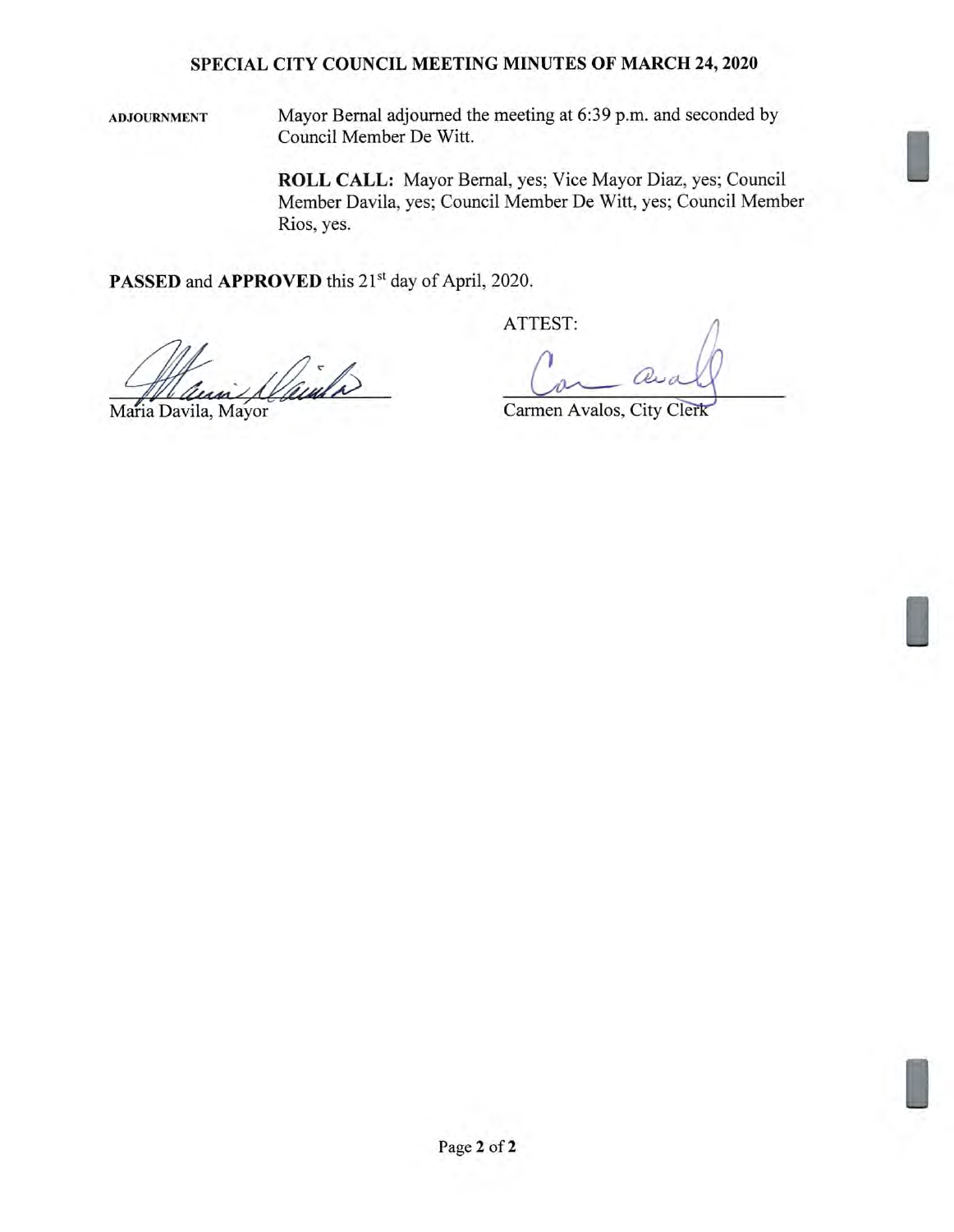## SPECIAL CITY COUNCIL MEETING MINUTES OF MARCH 24, 2020

**ADJOURNMENT** Mayor Bernal adjourned the meeting at 6:39 p.m. and seconded by Council Member De Witt.

**ROLL CALL:** Mayor Bernal, yes; Vice Mayor Diaz, yes; Council Member Davila, yes; Council Member De Witt, yes; Council Member Rios, yes.

**PASSED** and **APPROVED** this 21st day of April, 2020.

| | |
|---|---|
| | ATTEST: |
| Maria Davila, Mayor | Carmen Avalos, City Clerk |